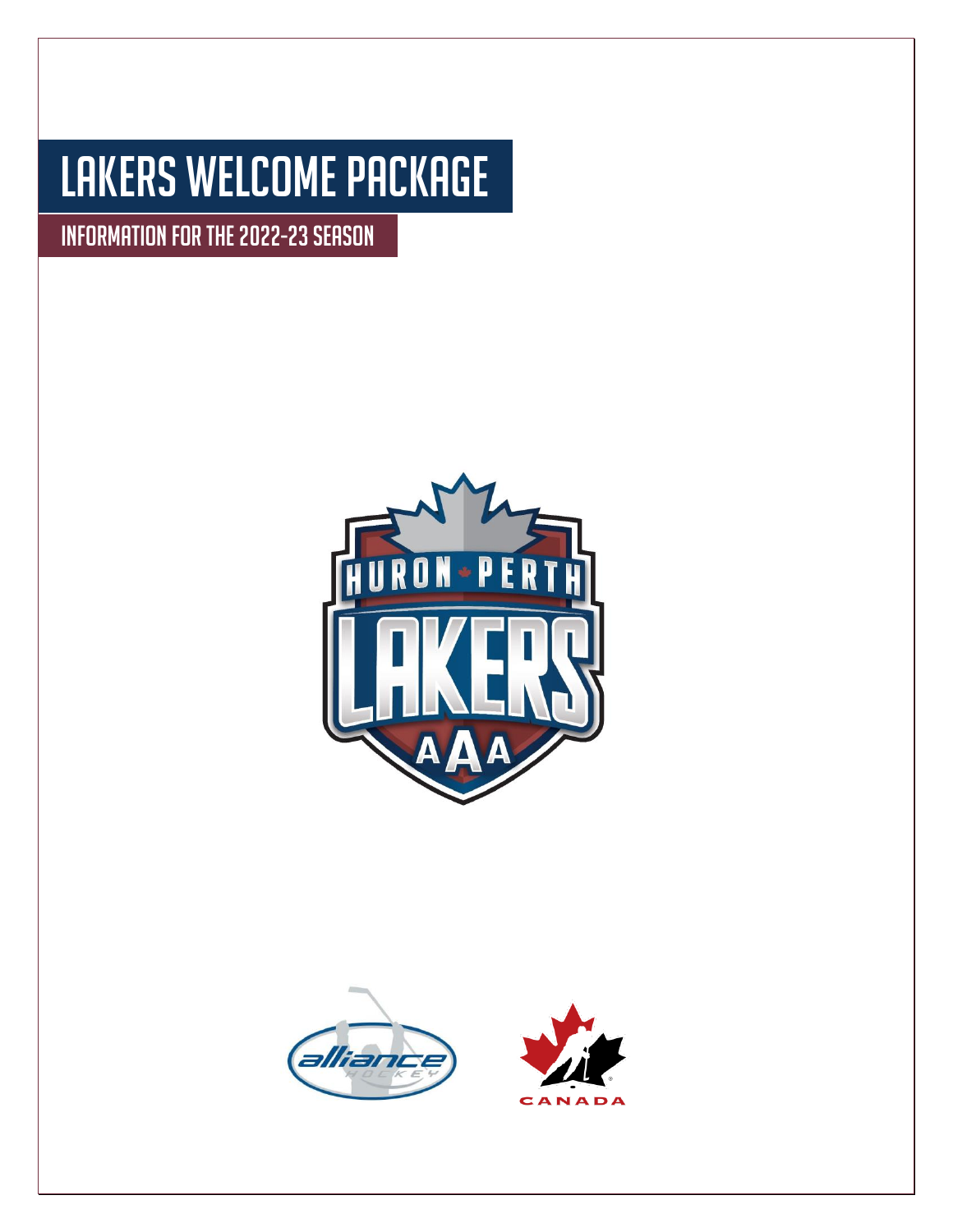# LAKERS WELCOME PACKAGE

## INFORMATION FOR THE 2022-23 SEASON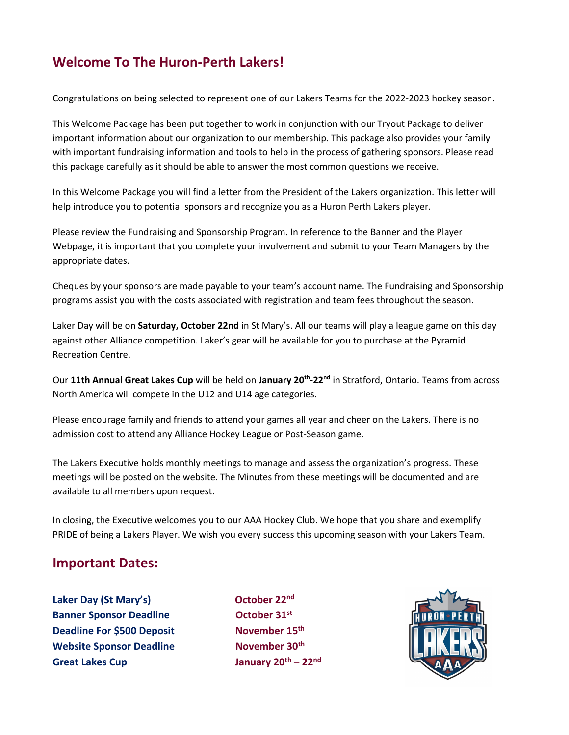## Welcome To The Huron-Perth Lakers!

Congratulations on being selected to represent one of our Lakers Teams for the 2022-2023 hockey season.

This Welcome Package has been put together to work in conjunction with our Tryout Package to deliver important information about our organization to our membership. This package also provides your family with important fundraising information and tools to help in the process of gathering sponsors. Please read this package carefully as it should be able to answer the most common questions we receive.

In this Welcome Package you will find a letter from the President of the Lakers organization. This letter will help introduce you to potential sponsors and recognize you as a Huron Perth Lakers player.

Please review the Fundraising and Sponsorship Program. In reference to the Banner and the Player Webpage, it is important that you complete your involvement and submit to your Team Managers by the appropriate dates.

Cheques by your sponsors are made payable to your team's account name. The Fundraising and Sponsorship programs assist you with the costs associated with registration and team fees throughout the season.

Laker Day will be on **Saturday, October 22nd** in St Mary's. All our teams will play a league game on this day against other Alliance competition. Laker's gear will be available for you to purchase at the Pyramid Recreation Centre.

Our **11th Annual Great Lakes Cup** will be held on **January 20th-22nd** in Stratford, Ontario. Teams from across North America will compete in the U12 and U14 age categories.

Please encourage family and friends to attend your games all year and cheer on the Lakers. There is no admission cost to attend any Alliance Hockey League or Post-Season game.

The Lakers Executive holds monthly meetings to manage and assess the organization's progress. These meetings will be posted on the website. The Minutes from these meetings will be documented and are available to all members upon request.

In closing, the Executive welcomes you to our AAA Hockey Club. We hope that you share and exemplify PRIDE of being a Lakers Player. We wish you every success this upcoming season with your Lakers Team.

## Important Dates:

| | |
|---|---|
| **Laker Day (St Mary's)** | **October 22nd** |
| **Banner Sponsor Deadline** | **October 31st** |
| **Deadline For $500 Deposit** | **November 15th** |
| **Website Sponsor Deadline** | **November 30th** |
| **Great Lakes Cup** | **January 20th – 22nd** |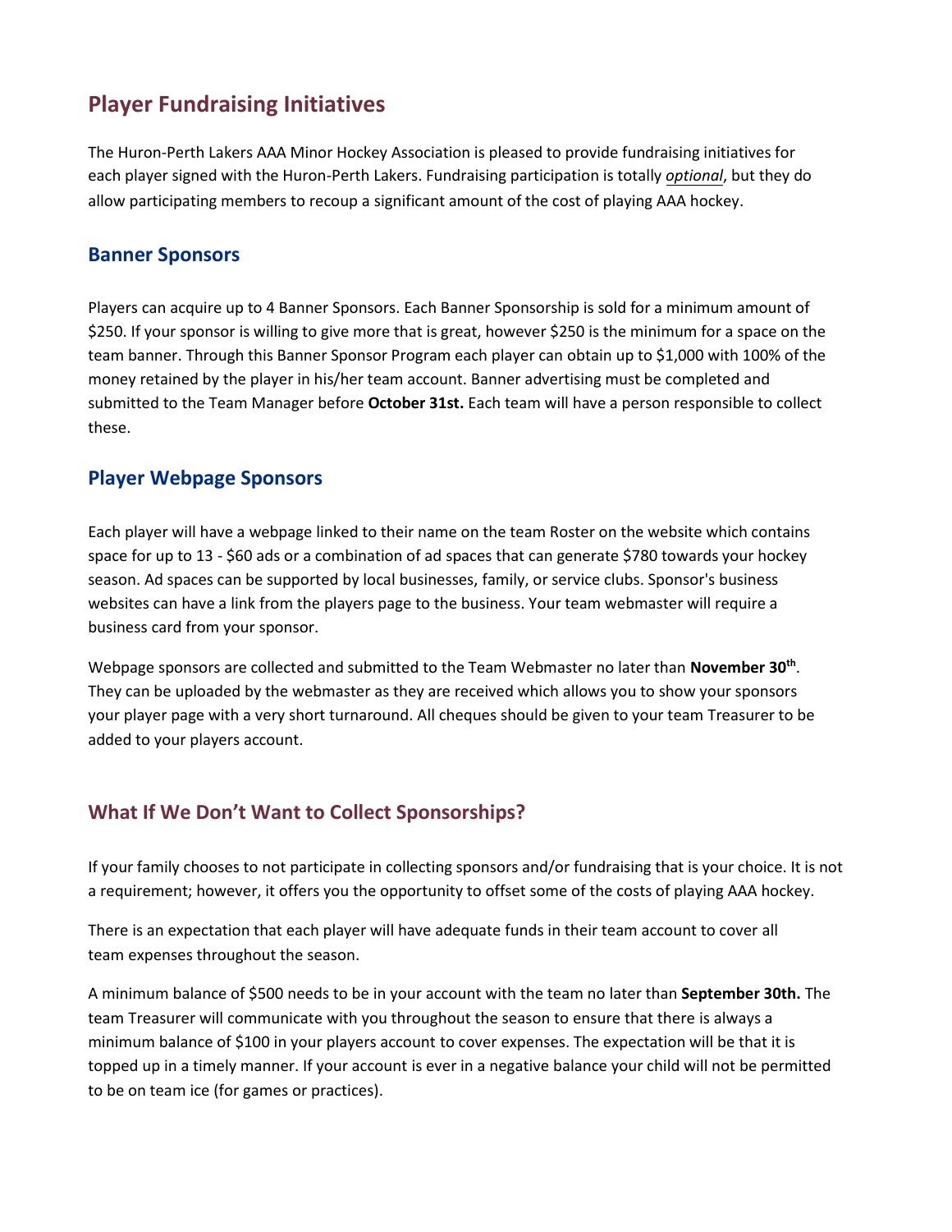## Player Fundraising Initiatives

The Huron-Perth Lakers AAA Minor Hockey Association is pleased to provide fundraising initiatives for each player signed with the Huron-Perth Lakers. Fundraising participation is totally ***optional***, but they do allow participating members to recoup a significant amount of the cost of playing AAA hockey.

### Banner Sponsors

Players can acquire up to 4 Banner Sponsors. Each Banner Sponsorship is sold for a minimum amount of $250. If your sponsor is willing to give more that is great, however $250 is the minimum for a space on the team banner. Through this Banner Sponsor Program each player can obtain up to $1,000 with 100% of the money retained by the player in his/her team account. Banner advertising must be completed and submitted to the Team Manager before **October 31st.** Each team will have a person responsible to collect these.

### Player Webpage Sponsors

Each player will have a webpage linked to their name on the team Roster on the website which contains space for up to 13 - $60 ads or a combination of ad spaces that can generate $780 towards your hockey season. Ad spaces can be supported by local businesses, family, or service clubs. Sponsor's business websites can have a link from the players page to the business. Your team webmaster will require a business card from your sponsor.

Webpage sponsors are collected and submitted to the Team Webmaster no later than **November 30th**. They can be uploaded by the webmaster as they are received which allows you to show your sponsors your player page with a very short turnaround. All cheques should be given to your team Treasurer to be added to your players account.

## What If We Don't Want to Collect Sponsorships?

If your family chooses to not participate in collecting sponsors and/or fundraising that is your choice. It is not a requirement; however, it offers you the opportunity to offset some of the costs of playing AAA hockey.

There is an expectation that each player will have adequate funds in their team account to cover all team expenses throughout the season.

A minimum balance of $500 needs to be in your account with the team no later than **September 30th.** The team Treasurer will communicate with you throughout the season to ensure that there is always a minimum balance of $100 in your players account to cover expenses. The expectation will be that it is topped up in a timely manner. If your account is ever in a negative balance your child will not be permitted to be on team ice (for games or practices).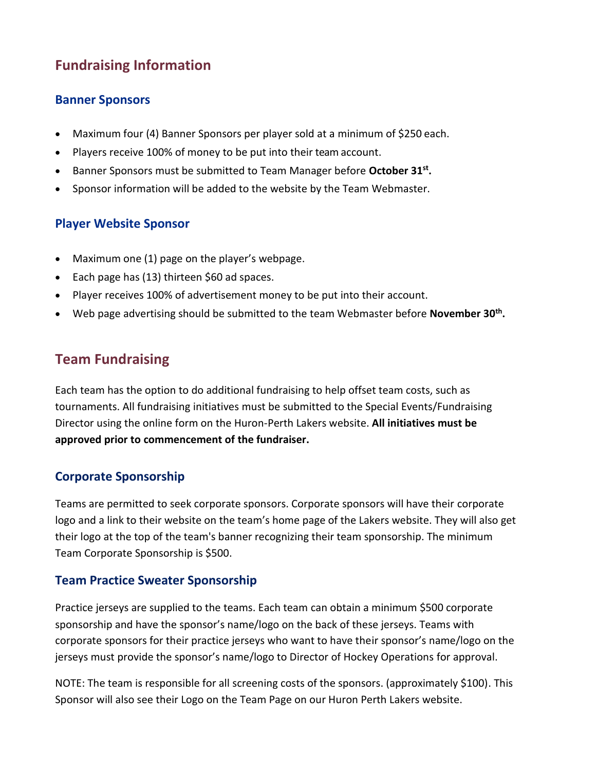## Fundraising Information

### Banner Sponsors

- Maximum four (4) Banner Sponsors per player sold at a minimum of $250 each.
- Players receive 100% of money to be put into their team account.
- Banner Sponsors must be submitted to Team Manager before **October 31st.**
- Sponsor information will be added to the website by the Team Webmaster.

### Player Website Sponsor

- Maximum one (1) page on the player's webpage.
- Each page has (13) thirteen $60 ad spaces.
- Player receives 100% of advertisement money to be put into their account.
- Web page advertising should be submitted to the team Webmaster before **November 30th.**

## Team Fundraising

Each team has the option to do additional fundraising to help offset team costs, such as tournaments. All fundraising initiatives must be submitted to the Special Events/Fundraising Director using the online form on the Huron-Perth Lakers website. **All initiatives must be approved prior to commencement of the fundraiser.**

### Corporate Sponsorship

Teams are permitted to seek corporate sponsors. Corporate sponsors will have their corporate logo and a link to their website on the team's home page of the Lakers website. They will also get their logo at the top of the team's banner recognizing their team sponsorship. The minimum Team Corporate Sponsorship is $500.

### Team Practice Sweater Sponsorship

Practice jerseys are supplied to the teams. Each team can obtain a minimum $500 corporate sponsorship and have the sponsor's name/logo on the back of these jerseys. Teams with corporate sponsors for their practice jerseys who want to have their sponsor's name/logo on the jerseys must provide the sponsor's name/logo to Director of Hockey Operations for approval.

NOTE: The team is responsible for all screening costs of the sponsors. (approximately $100). This Sponsor will also see their Logo on the Team Page on our Huron Perth Lakers website.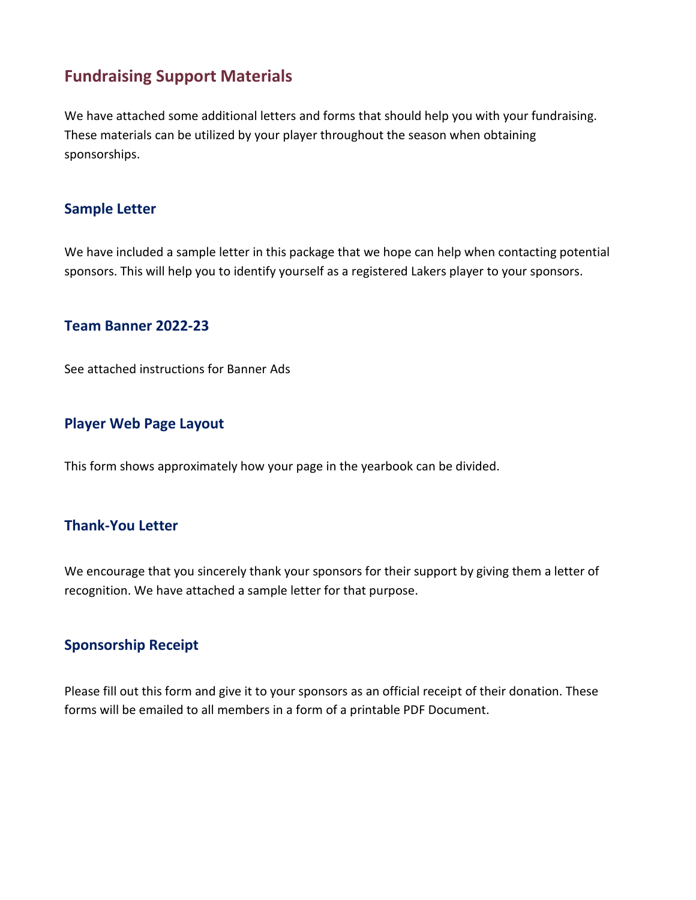## Fundraising Support Materials

We have attached some additional letters and forms that should help you with your fundraising. These materials can be utilized by your player throughout the season when obtaining sponsorships.

### Sample Letter

We have included a sample letter in this package that we hope can help when contacting potential sponsors. This will help you to identify yourself as a registered Lakers player to your sponsors.

### Team Banner 2022-23

See attached instructions for Banner Ads

### Player Web Page Layout

This form shows approximately how your page in the yearbook can be divided.

### Thank-You Letter

We encourage that you sincerely thank your sponsors for their support by giving them a letter of recognition. We have attached a sample letter for that purpose.

### Sponsorship Receipt

Please fill out this form and give it to your sponsors as an official receipt of their donation. These forms will be emailed to all members in a form of a printable PDF Document.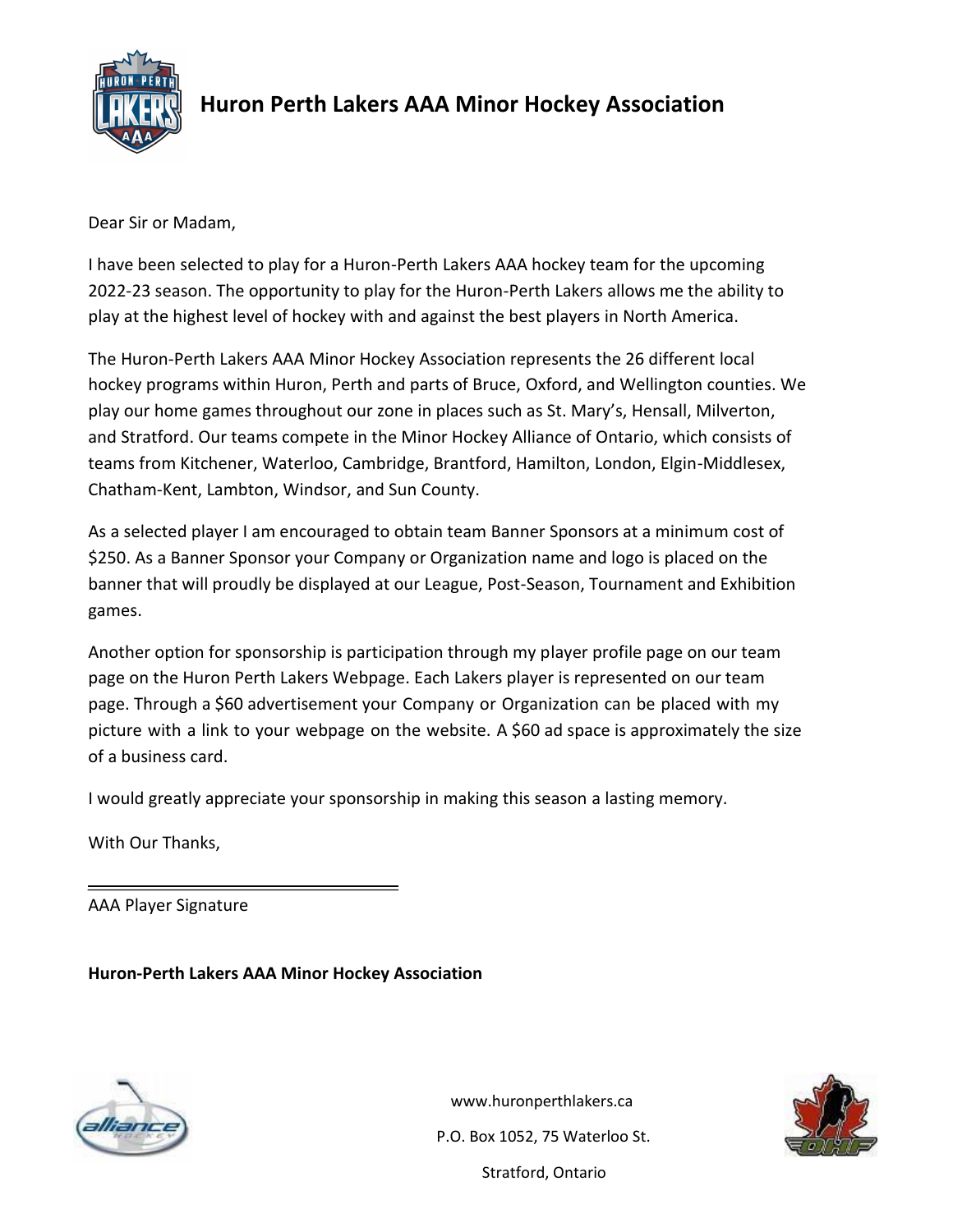# Huron Perth Lakers AAA Minor Hockey Association

Dear Sir or Madam,

I have been selected to play for a Huron-Perth Lakers AAA hockey team for the upcoming 2022-23 season. The opportunity to play for the Huron-Perth Lakers allows me the ability to play at the highest level of hockey with and against the best players in North America.

The Huron-Perth Lakers AAA Minor Hockey Association represents the 26 different local hockey programs within Huron, Perth and parts of Bruce, Oxford, and Wellington counties. We play our home games throughout our zone in places such as St. Mary's, Hensall, Milverton, and Stratford. Our teams compete in the Minor Hockey Alliance of Ontario, which consists of teams from Kitchener, Waterloo, Cambridge, Brantford, Hamilton, London, Elgin-Middlesex, Chatham-Kent, Lambton, Windsor, and Sun County.

As a selected player I am encouraged to obtain team Banner Sponsors at a minimum cost of $250. As a Banner Sponsor your Company or Organization name and logo is placed on the banner that will proudly be displayed at our League, Post-Season, Tournament and Exhibition games.

Another option for sponsorship is participation through my player profile page on our team page on the Huron Perth Lakers Webpage. Each Lakers player is represented on our team page. Through a $60 advertisement your Company or Organization can be placed with my picture with a link to your webpage on the website. A $60 ad space is approximately the size of a business card.

I would greatly appreciate your sponsorship in making this season a lasting memory.

With Our Thanks,

\_\_\_\_\_\_\_\_\_\_\_\_\_\_\_\_\_\_\_\_\_\_\_\_\_\_\_\_\_\_

AAA Player Signature

**Huron-Perth Lakers AAA Minor Hockey Association**

www.huronperthlakers.ca

P.O. Box 1052, 75 Waterloo St.

Stratford, Ontario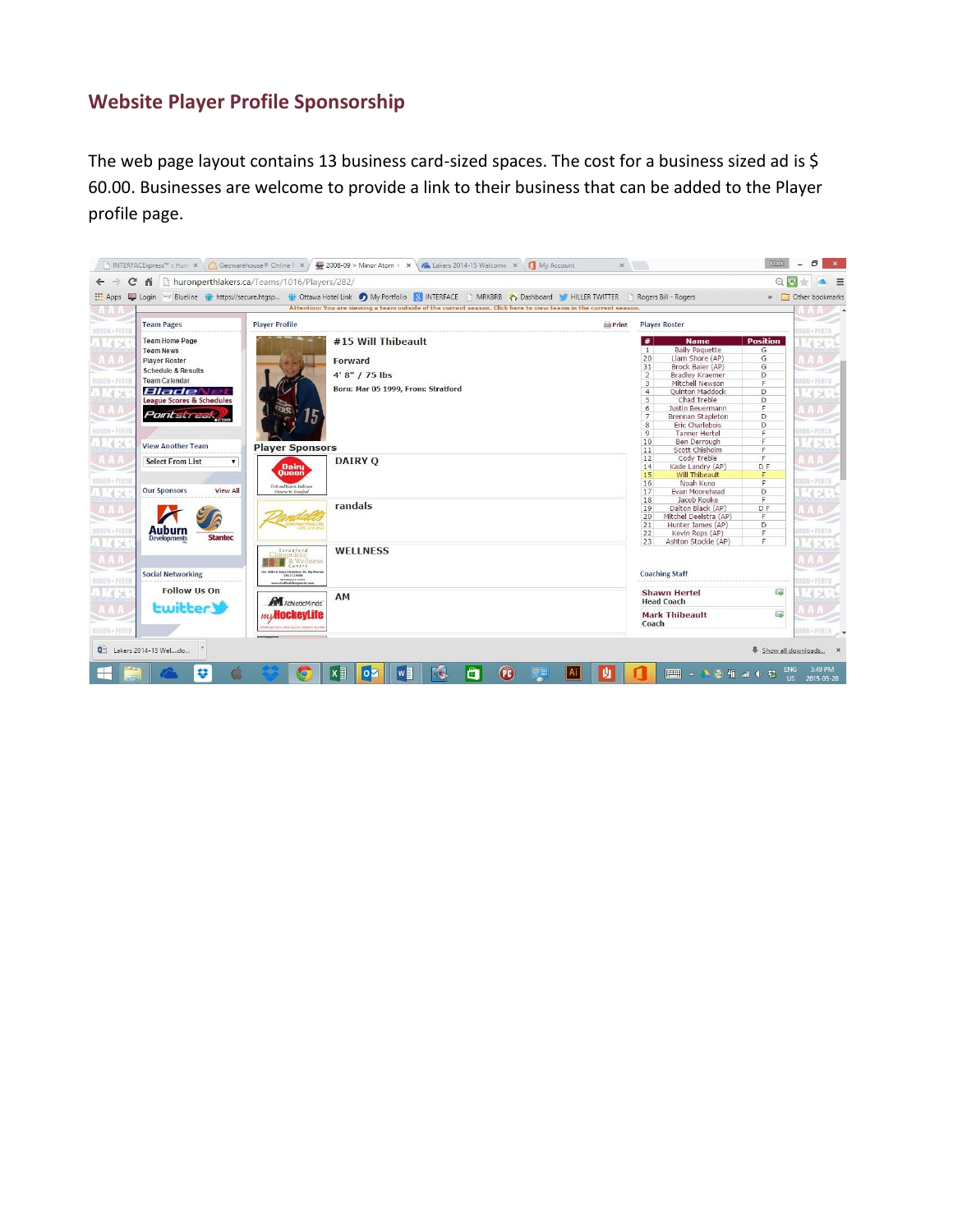## Website Player Profile Sponsorship

The web page layout contains 13 business card-sized spaces. The cost for a business sized ad is $ 60.00. Businesses are welcome to provide a link to their business that can be added to the Player profile page.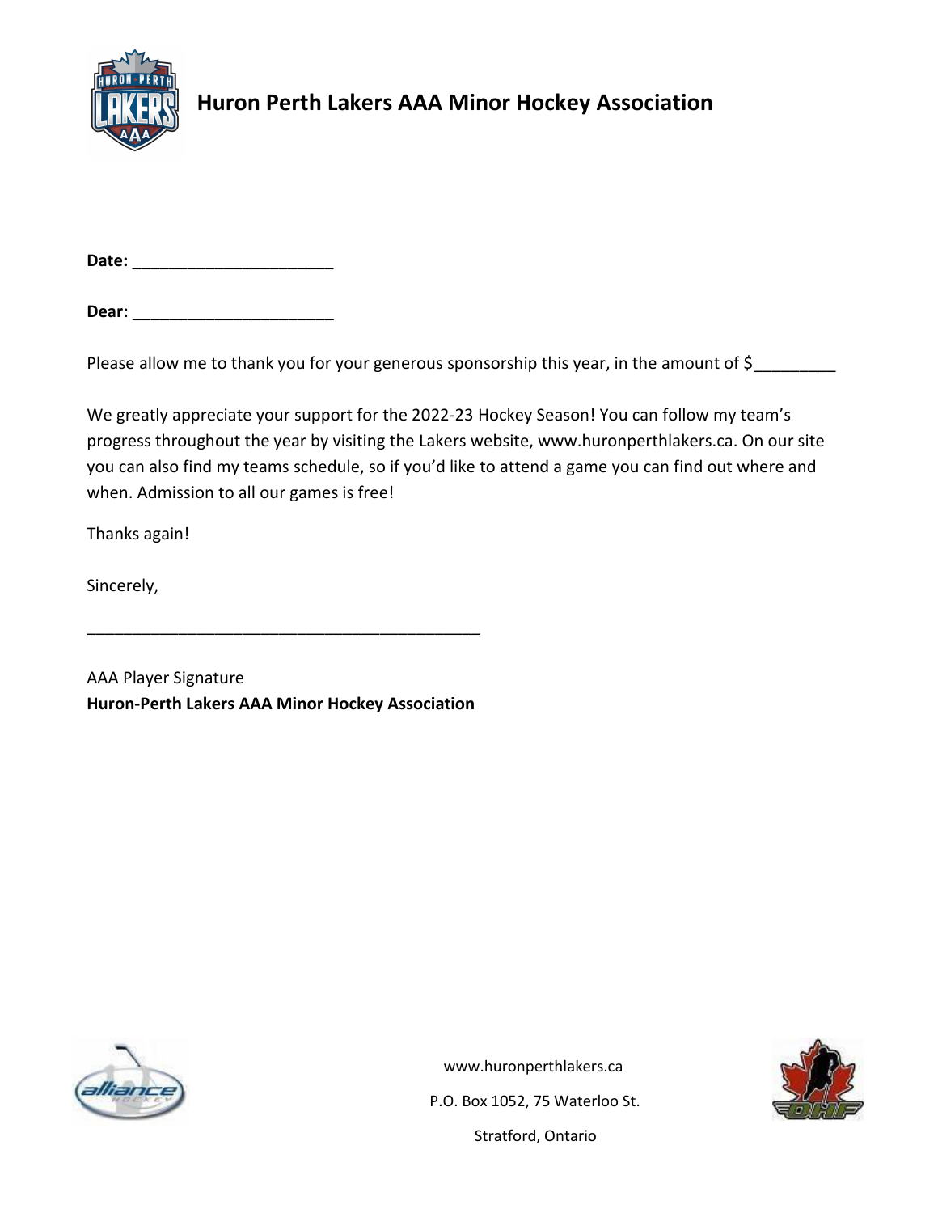# Huron Perth Lakers AAA Minor Hockey Association

**Date:** ______________________

**Dear:** ______________________

Please allow me to thank you for your generous sponsorship this year, in the amount of $_________

We greatly appreciate your support for the 2022-23 Hockey Season! You can follow my team's progress throughout the year by visiting the Lakers website, www.huronperthlakers.ca. On our site you can also find my teams schedule, so if you'd like to attend a game you can find out where and when. Admission to all our games is free!

Thanks again!

Sincerely,

____________________________________________

AAA Player Signature
**Huron-Perth Lakers AAA Minor Hockey Association**

www.huronperthlakers.ca

P.O. Box 1052, 75 Waterloo St.

Stratford, Ontario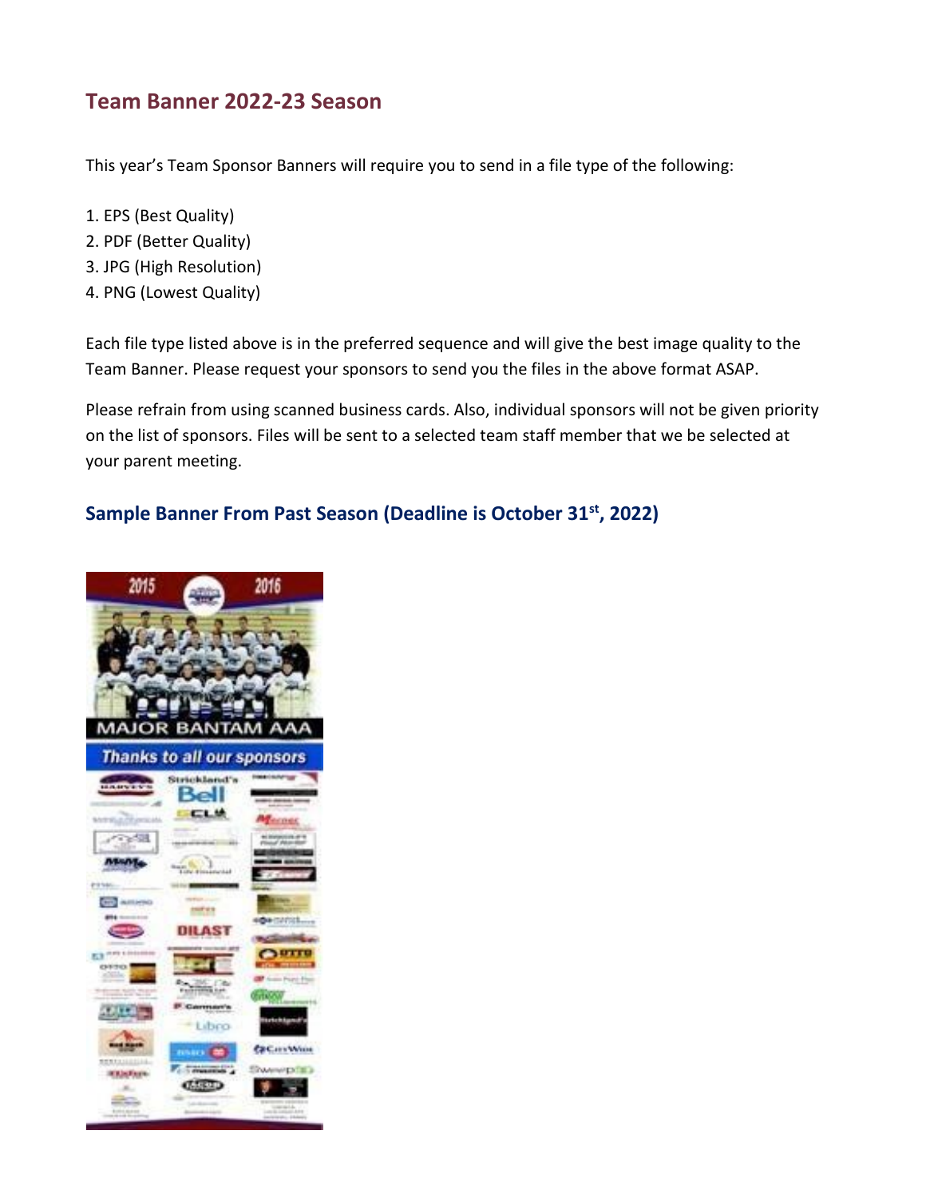## Team Banner 2022-23 Season

This year's Team Sponsor Banners will require you to send in a file type of the following:

1. EPS (Best Quality)
2. PDF (Better Quality)
3. JPG (High Resolution)
4. PNG (Lowest Quality)

Each file type listed above is in the preferred sequence and will give the best image quality to the Team Banner. Please request your sponsors to send you the files in the above format ASAP.

Please refrain from using scanned business cards. Also, individual sponsors will not be given priority on the list of sponsors. Files will be sent to a selected team staff member that we be selected at your parent meeting.

### Sample Banner From Past Season (Deadline is October 31st, 2022)